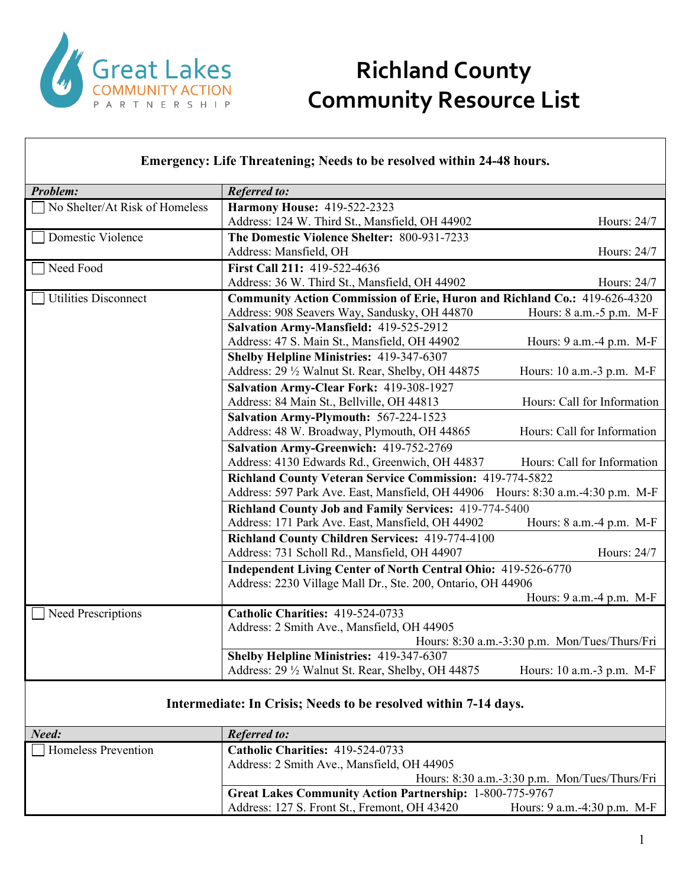Great Lakes COMMUNITY ACTION PARTNERSHIP

# Richland County Community Resource List

## Emergency: Life Threatening; Needs to be resolved within 24-48 hours.

| *Problem:* | *Referred to:* |
|---|---|
| ☐ No Shelter/At Risk of Homeless | **Harmony House:** 419-522-2323<br>Address: 124 W. Third St., Mansfield, OH 44902 Hours: 24/7 |
| ☐ Domestic Violence | **The Domestic Violence Shelter:** 800-931-7233<br>Address: Mansfield, OH Hours: 24/7 |
| ☐ Need Food | **First Call 211:** 419-522-4636<br>Address: 36 W. Third St., Mansfield, OH 44902 Hours: 24/7 |
| ☐ Utilities Disconnect | **Community Action Commission of Erie, Huron and Richland Co.:** 419-626-4320<br>Address: 908 Seavers Way, Sandusky, OH 44870 Hours: 8 a.m.-5 p.m. M-F |
| | **Salvation Army-Mansfield:** 419-525-2912<br>Address: 47 S. Main St., Mansfield, OH 44902 Hours: 9 a.m.-4 p.m. M-F |
| | **Shelby Helpline Ministries:** 419-347-6307<br>Address: 29 ½ Walnut St. Rear, Shelby, OH 44875 Hours: 10 a.m.-3 p.m. M-F |
| | **Salvation Army-Clear Fork:** 419-308-1927<br>Address: 84 Main St., Bellville, OH 44813 Hours: Call for Information |
| | **Salvation Army-Plymouth:** 567-224-1523<br>Address: 48 W. Broadway, Plymouth, OH 44865 Hours: Call for Information |
| | **Salvation Army-Greenwich:** 419-752-2769<br>Address: 4130 Edwards Rd., Greenwich, OH 44837 Hours: Call for Information |
| | **Richland County Veteran Service Commission:** 419-774-5822<br>Address: 597 Park Ave. East, Mansfield, OH 44906 Hours: 8:30 a.m.-4:30 p.m. M-F |
| | **Richland County Job and Family Services:** 419-774-5400<br>Address: 171 Park Ave. East, Mansfield, OH 44902 Hours: 8 a.m.-4 p.m. M-F |
| | **Richland County Children Services:** 419-774-4100<br>Address: 731 Scholl Rd., Mansfield, OH 44907 Hours: 24/7 |
| | **Independent Living Center of North Central Ohio:** 419-526-6770<br>Address: 2230 Village Mall Dr., Ste. 200, Ontario, OH 44906<br>Hours: 9 a.m.-4 p.m. M-F |
| ☐ Need Prescriptions | **Catholic Charities:** 419-524-0733<br>Address: 2 Smith Ave., Mansfield, OH 44905<br>Hours: 8:30 a.m.-3:30 p.m. Mon/Tues/Thurs/Fri |
| | **Shelby Helpline Ministries:** 419-347-6307<br>Address: 29 ½ Walnut St. Rear, Shelby, OH 44875 Hours: 10 a.m.-3 p.m. M-F |

## Intermediate: In Crisis; Needs to be resolved within 7-14 days.

| *Need:* | *Referred to:* |
|---|---|
| ☐ Homeless Prevention | **Catholic Charities:** 419-524-0733<br>Address: 2 Smith Ave., Mansfield, OH 44905<br>Hours: 8:30 a.m.-3:30 p.m. Mon/Tues/Thurs/Fri |
| | **Great Lakes Community Action Partnership:** 1-800-775-9767<br>Address: 127 S. Front St., Fremont, OH 43420 Hours: 9 a.m.-4:30 p.m. M-F |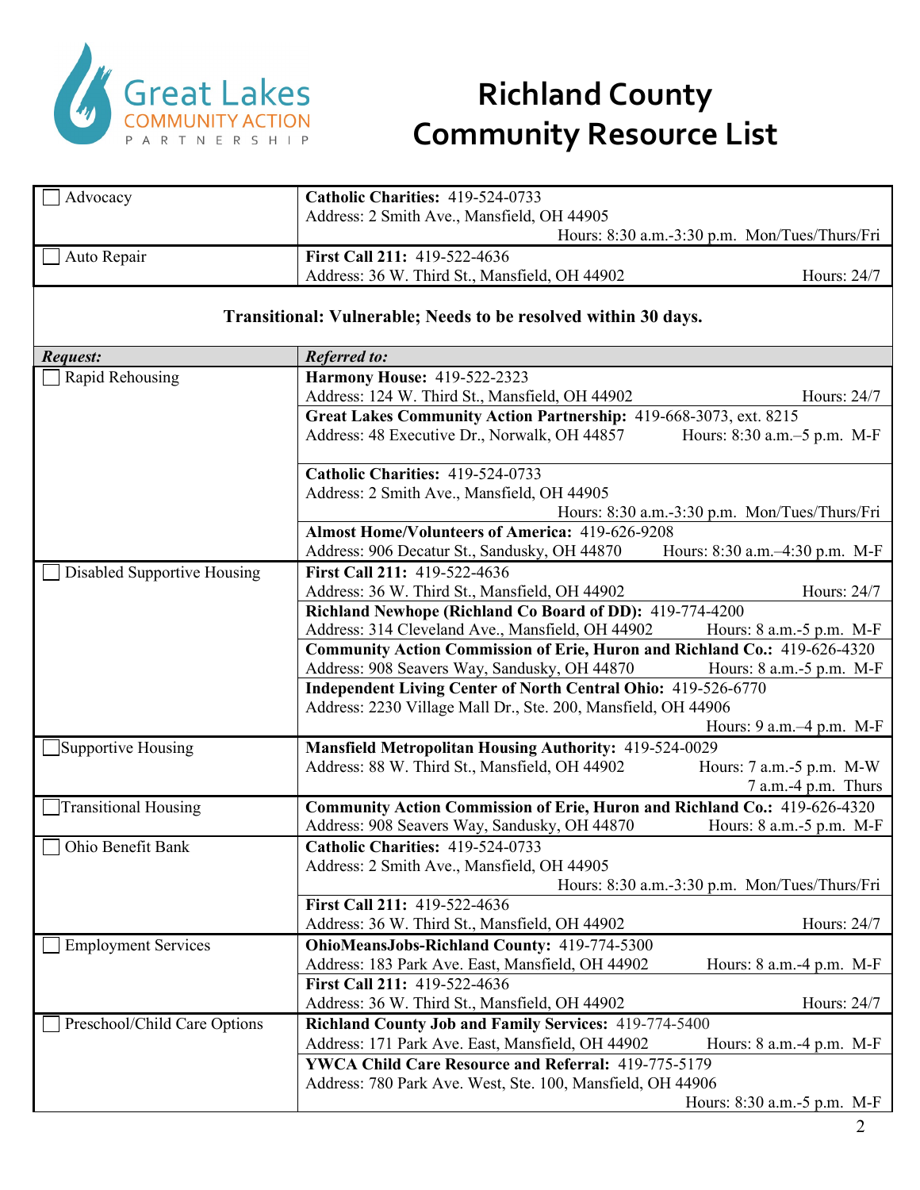# Richland County Community Resource List

| | |
|---|---|
| ☐ Advocacy | **Catholic Charities:** 419-524-0733<br>Address: 2 Smith Ave., Mansfield, OH 44905<br>Hours: 8:30 a.m.-3:30 p.m. Mon/Tues/Thurs/Fri |
| ☐ Auto Repair | **First Call 211:** 419-522-4636<br>Address: 36 W. Third St., Mansfield, OH 44902 Hours: 24/7 |

**Transitional: Vulnerable; Needs to be resolved within 30 days.**

| ***Request:*** | ***Referred to:*** |
|---|---|
| ☐ Rapid Rehousing | **Harmony House:** 419-522-2323<br>Address: 124 W. Third St., Mansfield, OH 44902 Hours: 24/7 |
| | **Great Lakes Community Action Partnership:** 419-668-3073, ext. 8215<br>Address: 48 Executive Dr., Norwalk, OH 44857 Hours: 8:30 a.m.–5 p.m. M-F |
| | **Catholic Charities:** 419-524-0733<br>Address: 2 Smith Ave., Mansfield, OH 44905<br>Hours: 8:30 a.m.-3:30 p.m. Mon/Tues/Thurs/Fri |
| | **Almost Home/Volunteers of America:** 419-626-9208<br>Address: 906 Decatur St., Sandusky, OH 44870 Hours: 8:30 a.m.–4:30 p.m. M-F |
| ☐ Disabled Supportive Housing | **First Call 211:** 419-522-4636<br>Address: 36 W. Third St., Mansfield, OH 44902 Hours: 24/7 |
| | **Richland Newhope (Richland Co Board of DD):** 419-774-4200<br>Address: 314 Cleveland Ave., Mansfield, OH 44902 Hours: 8 a.m.-5 p.m. M-F |
| | **Community Action Commission of Erie, Huron and Richland Co.:** 419-626-4320<br>Address: 908 Seavers Way, Sandusky, OH 44870 Hours: 8 a.m.-5 p.m. M-F |
| | **Independent Living Center of North Central Ohio:** 419-526-6770<br>Address: 2230 Village Mall Dr., Ste. 200, Mansfield, OH 44906<br>Hours: 9 a.m.–4 p.m. M-F |
| ☐ Supportive Housing | **Mansfield Metropolitan Housing Authority:** 419-524-0029<br>Address: 88 W. Third St., Mansfield, OH 44902 Hours: 7 a.m.-5 p.m. M-W<br>7 a.m.-4 p.m. Thurs |
| ☐ Transitional Housing | **Community Action Commission of Erie, Huron and Richland Co.:** 419-626-4320<br>Address: 908 Seavers Way, Sandusky, OH 44870 Hours: 8 a.m.-5 p.m. M-F |
| ☐ Ohio Benefit Bank | **Catholic Charities:** 419-524-0733<br>Address: 2 Smith Ave., Mansfield, OH 44905<br>Hours: 8:30 a.m.-3:30 p.m. Mon/Tues/Thurs/Fri |
| | **First Call 211:** 419-522-4636<br>Address: 36 W. Third St., Mansfield, OH 44902 Hours: 24/7 |
| ☐ Employment Services | **OhioMeansJobs-Richland County:** 419-774-5300<br>Address: 183 Park Ave. East, Mansfield, OH 44902 Hours: 8 a.m.-4 p.m. M-F |
| | **First Call 211:** 419-522-4636<br>Address: 36 W. Third St., Mansfield, OH 44902 Hours: 24/7 |
| ☐ Preschool/Child Care Options | **Richland County Job and Family Services:** 419-774-5400<br>Address: 171 Park Ave. East, Mansfield, OH 44902 Hours: 8 a.m.-4 p.m. M-F |
| | **YWCA Child Care Resource and Referral:** 419-775-5179<br>Address: 780 Park Ave. West, Ste. 100, Mansfield, OH 44906<br>Hours: 8:30 a.m.-5 p.m. M-F |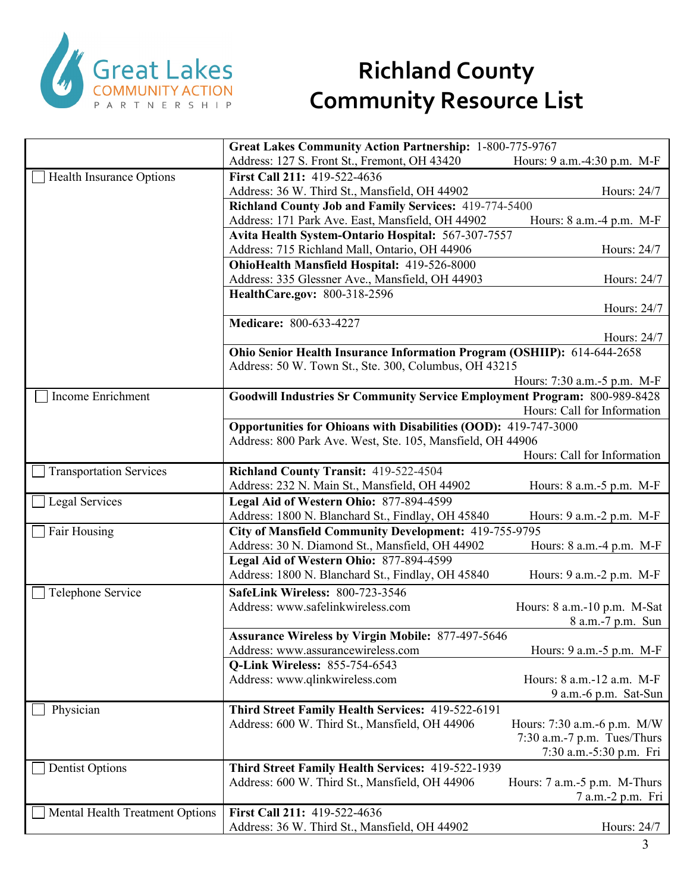# Richland County Community Resource List

| | |
|---|---|
| | **Great Lakes Community Action Partnership:** 1-800-775-9767<br>Address: 127 S. Front St., Fremont, OH 43420 Hours: 9 a.m.-4:30 p.m. M-F |
| ☐ Health Insurance Options | **First Call 211:** 419-522-4636<br>Address: 36 W. Third St., Mansfield, OH 44902 Hours: 24/7 |
| | **Richland County Job and Family Services:** 419-774-5400<br>Address: 171 Park Ave. East, Mansfield, OH 44902 Hours: 8 a.m.-4 p.m. M-F |
| | **Avita Health System-Ontario Hospital:** 567-307-7557<br>Address: 715 Richland Mall, Ontario, OH 44906 Hours: 24/7 |
| | **OhioHealth Mansfield Hospital:** 419-526-8000<br>Address: 335 Glessner Ave., Mansfield, OH 44903 Hours: 24/7 |
| | **HealthCare.gov:** 800-318-2596<br>Hours: 24/7 |
| | **Medicare:** 800-633-4227<br>Hours: 24/7 |
| | **Ohio Senior Health Insurance Information Program (OSHIIP):** 614-644-2658<br>Address: 50 W. Town St., Ste. 300, Columbus, OH 43215<br>Hours: 7:30 a.m.-5 p.m. M-F |
| ☐ Income Enrichment | **Goodwill Industries Sr Community Service Employment Program:** 800-989-8428<br>Hours: Call for Information |
| | **Opportunities for Ohioans with Disabilities (OOD):** 419-747-3000<br>Address: 800 Park Ave. West, Ste. 105, Mansfield, OH 44906<br>Hours: Call for Information |
| ☐ Transportation Services | **Richland County Transit:** 419-522-4504<br>Address: 232 N. Main St., Mansfield, OH 44902 Hours: 8 a.m.-5 p.m. M-F |
| ☐ Legal Services | **Legal Aid of Western Ohio:** 877-894-4599<br>Address: 1800 N. Blanchard St., Findlay, OH 45840 Hours: 9 a.m.-2 p.m. M-F |
| ☐ Fair Housing | **City of Mansfield Community Development:** 419-755-9795<br>Address: 30 N. Diamond St., Mansfield, OH 44902 Hours: 8 a.m.-4 p.m. M-F |
| | **Legal Aid of Western Ohio:** 877-894-4599<br>Address: 1800 N. Blanchard St., Findlay, OH 45840 Hours: 9 a.m.-2 p.m. M-F |
| ☐ Telephone Service | **SafeLink Wireless:** 800-723-3546<br>Address: www.safelinkwireless.com Hours: 8 a.m.-10 p.m. M-Sat<br>8 a.m.-7 p.m. Sun |
| | **Assurance Wireless by Virgin Mobile:** 877-497-5646<br>Address: www.assurancewireless.com Hours: 9 a.m.-5 p.m. M-F |
| | **Q-Link Wireless:** 855-754-6543<br>Address: www.qlinkwireless.com Hours: 8 a.m.-12 a.m. M-F<br>9 a.m.-6 p.m. Sat-Sun |
| ☐ Physician | **Third Street Family Health Services:** 419-522-6191<br>Address: 600 W. Third St., Mansfield, OH 44906 Hours: 7:30 a.m.-6 p.m. M/W<br>7:30 a.m.-7 p.m. Tues/Thurs<br>7:30 a.m.-5:30 p.m. Fri |
| ☐ Dentist Options | **Third Street Family Health Services:** 419-522-1939<br>Address: 600 W. Third St., Mansfield, OH 44906 Hours: 7 a.m.-5 p.m. M-Thurs<br>7 a.m.-2 p.m. Fri |
| ☐ Mental Health Treatment Options | **First Call 211:** 419-522-4636<br>Address: 36 W. Third St., Mansfield, OH 44902 Hours: 24/7 |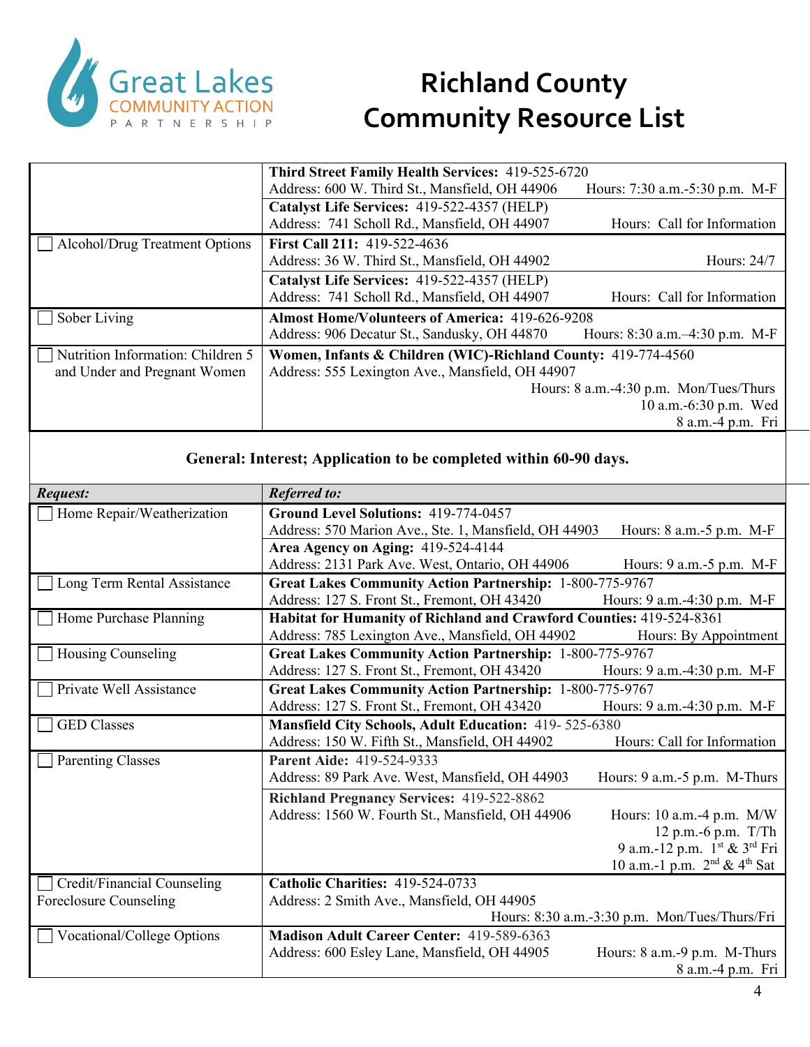# Richland County Community Resource List

| | |
|---|---|
| | **Third Street Family Health Services:** 419-525-6720<br>Address: 600 W. Third St., Mansfield, OH 44906 Hours: 7:30 a.m.-5:30 p.m. M-F |
| | **Catalyst Life Services:** 419-522-4357 (HELP)<br>Address: 741 Scholl Rd., Mansfield, OH 44907 Hours: Call for Information |
| ☐ Alcohol/Drug Treatment Options | **First Call 211:** 419-522-4636<br>Address: 36 W. Third St., Mansfield, OH 44902 Hours: 24/7 |
| | **Catalyst Life Services:** 419-522-4357 (HELP)<br>Address: 741 Scholl Rd., Mansfield, OH 44907 Hours: Call for Information |
| ☐ Sober Living | **Almost Home/Volunteers of America:** 419-626-9208<br>Address: 906 Decatur St., Sandusky, OH 44870 Hours: 8:30 a.m.–4:30 p.m. M-F |
| ☐ Nutrition Information: Children 5 and Under and Pregnant Women | **Women, Infants & Children (WIC)-Richland County:** 419-774-4560<br>Address: 555 Lexington Ave., Mansfield, OH 44907<br>Hours: 8 a.m.-4:30 p.m. Mon/Tues/Thurs<br>10 a.m.-6:30 p.m. Wed<br>8 a.m.-4 p.m. Fri |

**General: Interest; Application to be completed within 60-90 days.**

| ***Request:*** | ***Referred to:*** |
|---|---|
| ☐ Home Repair/Weatherization | **Ground Level Solutions:** 419-774-0457<br>Address: 570 Marion Ave., Ste. 1, Mansfield, OH 44903 Hours: 8 a.m.-5 p.m. M-F |
| | **Area Agency on Aging:** 419-524-4144<br>Address: 2131 Park Ave. West, Ontario, OH 44906 Hours: 9 a.m.-5 p.m. M-F |
| ☐ Long Term Rental Assistance | **Great Lakes Community Action Partnership:** 1-800-775-9767<br>Address: 127 S. Front St., Fremont, OH 43420 Hours: 9 a.m.-4:30 p.m. M-F |
| ☐ Home Purchase Planning | **Habitat for Humanity of Richland and Crawford Counties:** 419-524-8361<br>Address: 785 Lexington Ave., Mansfield, OH 44902 Hours: By Appointment |
| ☐ Housing Counseling | **Great Lakes Community Action Partnership:** 1-800-775-9767<br>Address: 127 S. Front St., Fremont, OH 43420 Hours: 9 a.m.-4:30 p.m. M-F |
| ☐ Private Well Assistance | **Great Lakes Community Action Partnership:** 1-800-775-9767<br>Address: 127 S. Front St., Fremont, OH 43420 Hours: 9 a.m.-4:30 p.m. M-F |
| ☐ GED Classes | **Mansfield City Schools, Adult Education:** 419- 525-6380<br>Address: 150 W. Fifth St., Mansfield, OH 44902 Hours: Call for Information |
| ☐ Parenting Classes | **Parent Aide:** 419-524-9333<br>Address: 89 Park Ave. West, Mansfield, OH 44903 Hours: 9 a.m.-5 p.m. M-Thurs |
| | **Richland Pregnancy Services:** 419-522-8862<br>Address: 1560 W. Fourth St., Mansfield, OH 44906 Hours: 10 a.m.-4 p.m. M/W<br>12 p.m.-6 p.m. T/Th<br>9 a.m.-12 p.m. 1st & 3rd Fri<br>10 a.m.-1 p.m. 2nd & 4th Sat |
| ☐ Credit/Financial Counseling<br>Foreclosure Counseling | **Catholic Charities:** 419-524-0733<br>Address: 2 Smith Ave., Mansfield, OH 44905<br>Hours: 8:30 a.m.-3:30 p.m. Mon/Tues/Thurs/Fri |
| ☐ Vocational/College Options | **Madison Adult Career Center:** 419-589-6363<br>Address: 600 Esley Lane, Mansfield, OH 44905 Hours: 8 a.m.-9 p.m. M-Thurs<br>8 a.m.-4 p.m. Fri |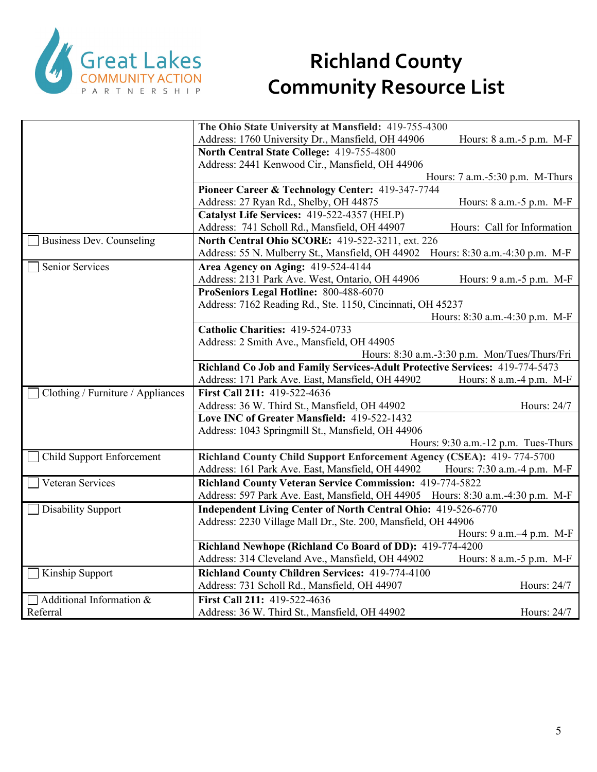# Richland County Community Resource List

| Category | Resource |
|---|---|
| | **The Ohio State University at Mansfield:** 419-755-4300<br>Address: 1760 University Dr., Mansfield, OH 44906 Hours: 8 a.m.-5 p.m. M-F |
| | **North Central State College:** 419-755-4800<br>Address: 2441 Kenwood Cir., Mansfield, OH 44906<br>Hours: 7 a.m.-5:30 p.m. M-Thurs |
| | **Pioneer Career & Technology Center:** 419-347-7744<br>Address: 27 Ryan Rd., Shelby, OH 44875 Hours: 8 a.m.-5 p.m. M-F |
| | **Catalyst Life Services:** 419-522-4357 (HELP)<br>Address: 741 Scholl Rd., Mansfield, OH 44907 Hours: Call for Information |
| ☐ Business Dev. Counseling | **North Central Ohio SCORE:** 419-522-3211, ext. 226<br>Address: 55 N. Mulberry St., Mansfield, OH 44902 Hours: 8:30 a.m.-4:30 p.m. M-F |
| ☐ Senior Services | **Area Agency on Aging:** 419-524-4144<br>Address: 2131 Park Ave. West, Ontario, OH 44906 Hours: 9 a.m.-5 p.m. M-F |
| | **ProSeniors Legal Hotline:** 800-488-6070<br>Address: 7162 Reading Rd., Ste. 1150, Cincinnati, OH 45237<br>Hours: 8:30 a.m.-4:30 p.m. M-F |
| | **Catholic Charities:** 419-524-0733<br>Address: 2 Smith Ave., Mansfield, OH 44905<br>Hours: 8:30 a.m.-3:30 p.m. Mon/Tues/Thurs/Fri |
| | **Richland Co Job and Family Services-Adult Protective Services:** 419-774-5473<br>Address: 171 Park Ave. East, Mansfield, OH 44902 Hours: 8 a.m.-4 p.m. M-F |
| ☐ Clothing / Furniture / Appliances | **First Call 211:** 419-522-4636<br>Address: 36 W. Third St., Mansfield, OH 44902 Hours: 24/7 |
| | **Love INC of Greater Mansfield:** 419-522-1432<br>Address: 1043 Springmill St., Mansfield, OH 44906<br>Hours: 9:30 a.m.-12 p.m. Tues-Thurs |
| ☐ Child Support Enforcement | **Richland County Child Support Enforcement Agency (CSEA):** 419- 774-5700<br>Address: 161 Park Ave. East, Mansfield, OH 44902 Hours: 7:30 a.m.-4 p.m. M-F |
| ☐ Veteran Services | **Richland County Veteran Service Commission:** 419-774-5822<br>Address: 597 Park Ave. East, Mansfield, OH 44905 Hours: 8:30 a.m.-4:30 p.m. M-F |
| ☐ Disability Support | **Independent Living Center of North Central Ohio:** 419-526-6770<br>Address: 2230 Village Mall Dr., Ste. 200, Mansfield, OH 44906<br>Hours: 9 a.m.–4 p.m. M-F |
| | **Richland Newhope (Richland Co Board of DD):** 419-774-4200<br>Address: 314 Cleveland Ave., Mansfield, OH 44902 Hours: 8 a.m.-5 p.m. M-F |
| ☐ Kinship Support | **Richland County Children Services:** 419-774-4100<br>Address: 731 Scholl Rd., Mansfield, OH 44907 Hours: 24/7 |
| ☐ Additional Information & Referral | **First Call 211:** 419-522-4636<br>Address: 36 W. Third St., Mansfield, OH 44902 Hours: 24/7 |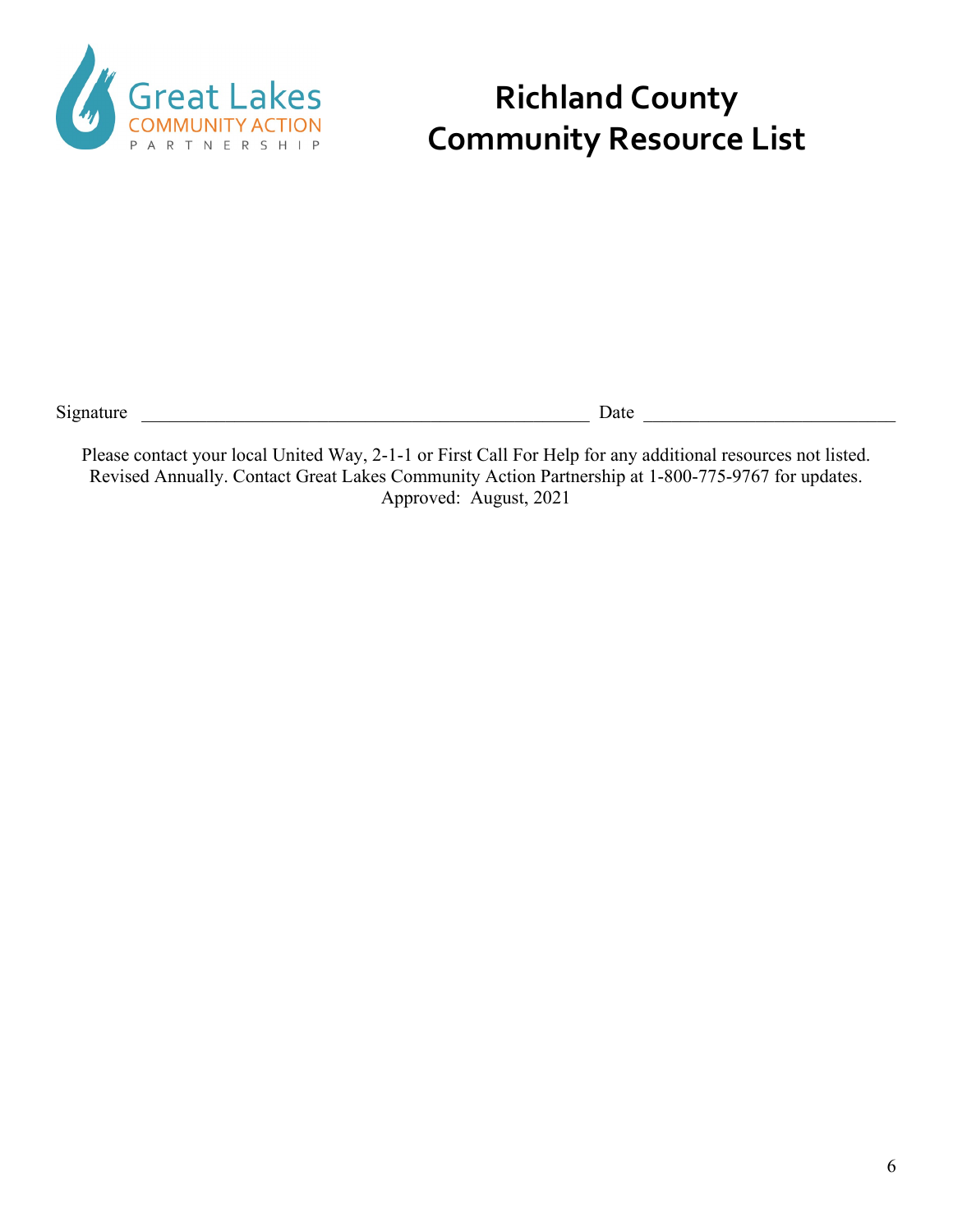Great Lakes COMMUNITY ACTION PARTNERSHIP

# Richland County Community Resource List

Signature ______________________________________________ Date ________________________

Please contact your local United Way, 2-1-1 or First Call For Help for any additional resources not listed.
Revised Annually. Contact Great Lakes Community Action Partnership at 1-800-775-9767 for updates.
Approved: August, 2021